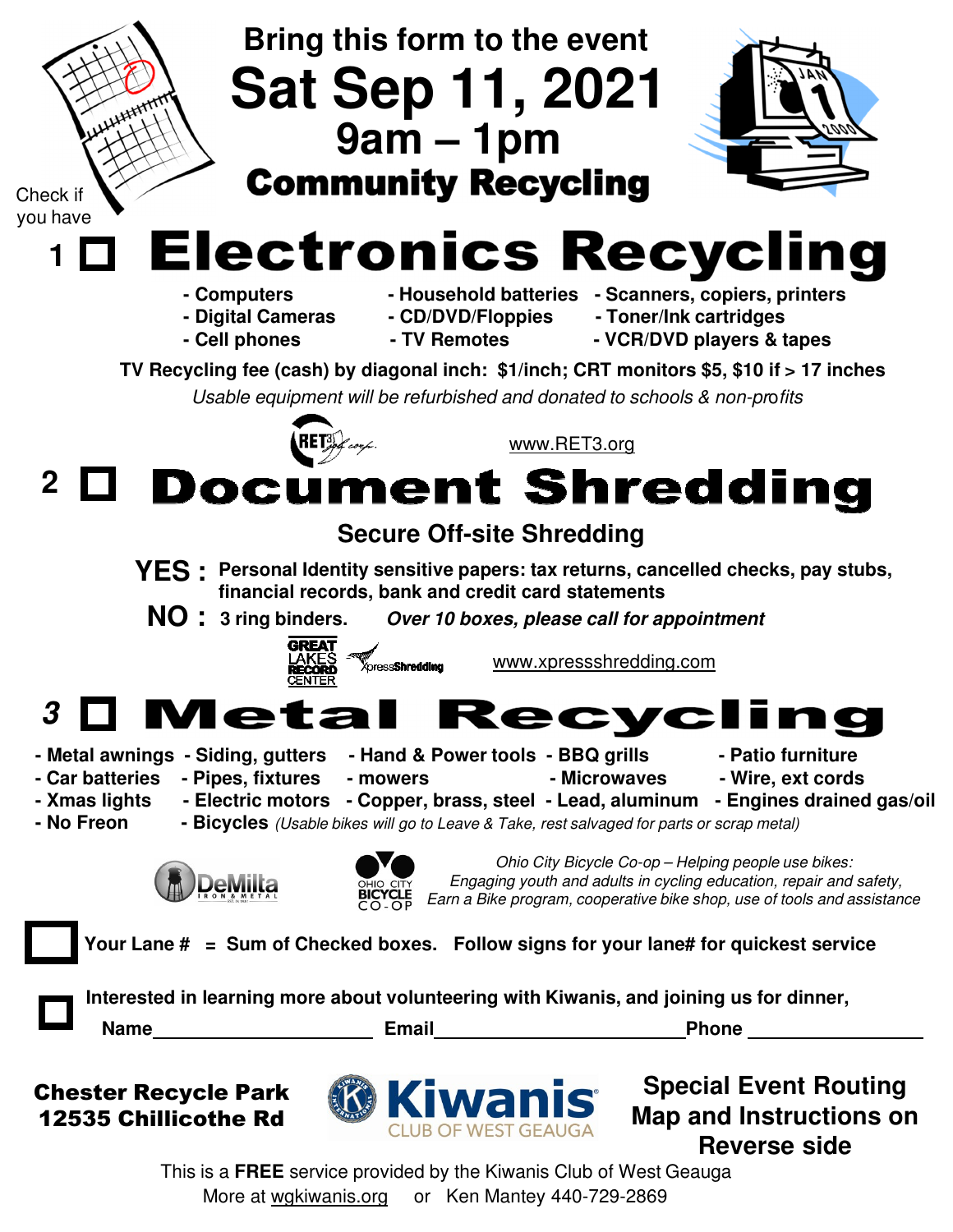Check if you have

# Bring this form to the event

# Sat Sep 11, 2021

## 9am – 1pm

## Community Recycling

## 1 ☐ Electronics Recycling

- Computers
- Digital Cameras
- Cell phones
- Household batteries
- CD/DVD/Floppies
- TV Remotes
- Scanners, copiers, printers
- Toner/Ink cartridges
- VCR/DVD players & tapes

**TV Recycling fee (cash) by diagonal inch: $1/inch; CRT monitors $5, $10 if > 17 inches**

*Usable equipment will be refurbished and donated to schools & non-profits*

RET3 www.RET3.org

## 2 ☐ Document Shredding

### Secure Off-site Shredding

**YES :** **Personal Identity sensitive papers: tax returns, cancelled checks, pay stubs, financial records, bank and credit card statements**

**NO :** **3 ring binders.** ***Over 10 boxes, please call for appointment***

Great Lakes Record Center XpressShredding www.xpresshredding.com

## 3 ☐ Metal Recycling

- Metal awnings
- Car batteries
- Xmas lights
- No Freon
- Siding, gutters
- Pipes, fixtures
- Electric motors
- Bicycles *(Usable bikes will go to Leave & Take, rest salvaged for parts or scrap metal)*
- Hand & Power tools
- mowers
- Copper, brass, steel
- BBQ grills
- Microwaves
- Lead, aluminum
- Patio furniture
- Wire, ext cords
- Engines drained gas/oil

DeMilta Iron & Metal

Ohio City Bicycle Co-op

*Ohio City Bicycle Co-op – Helping people use bikes: Engaging youth and adults in cycling education, repair and safety, Earn a Bike program, cooperative bike shop, use of tools and assistance*

☐ **Your Lane # = Sum of Checked boxes. Follow signs for your lane# for quickest service**

☐ **Interested in learning more about volunteering with Kiwanis, and joining us for dinner,**

**Name**\_\_\_\_\_\_\_\_\_\_\_\_\_\_\_\_\_\_\_\_ **Email**\_\_\_\_\_\_\_\_\_\_\_\_\_\_\_\_\_\_\_\_\_\_\_ **Phone** \_\_\_\_\_\_\_\_\_\_\_\_\_\_\_\_

**Chester Recycle Park**
**12535 Chillicothe Rd**

Kiwanis Club of West Geauga

**Special Event Routing Map and Instructions on Reverse side**

This is a **FREE** service provided by the Kiwanis Club of West Geauga
More at wgkiwanis.org or Ken Mantey 440-729-2869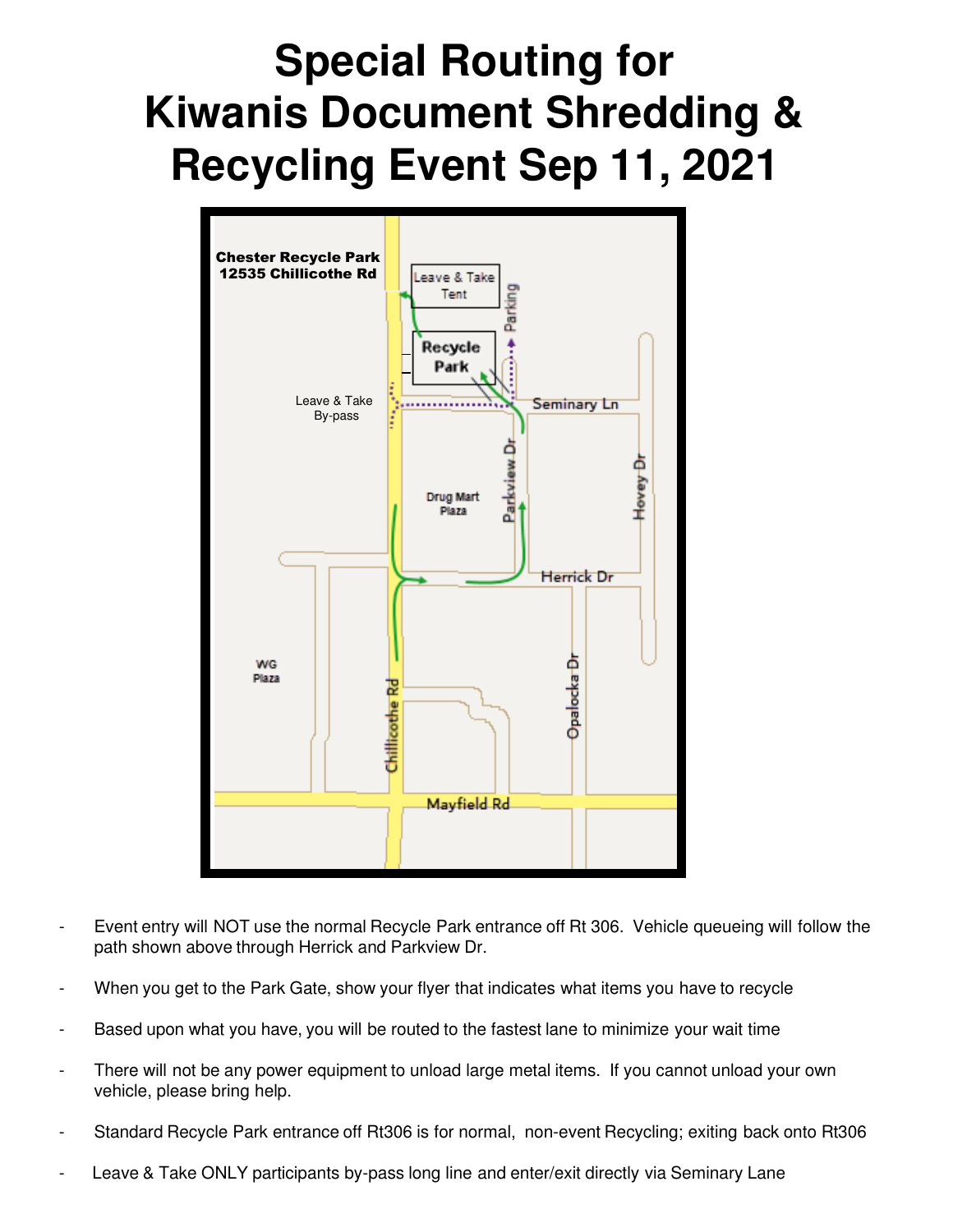# Special Routing for Kiwanis Document Shredding & Recycling Event Sep 11, 2021

Chester Recycle Park
12535 Chillicothe Rd

Leave & Take Tent

Recycle Park

Parking

Leave & Take By-pass

Seminary Ln

Drug Mart Plaza

Parkview Dr

Hovey Dr

Herrick Dr

WG Plaza

Chillicothe Rd

Opalocka Dr

Mayfield Rd

- Event entry will NOT use the normal Recycle Park entrance off Rt 306. Vehicle queueing will follow the path shown above through Herrick and Parkview Dr.
- When you get to the Park Gate, show your flyer that indicates what items you have to recycle
- Based upon what you have, you will be routed to the fastest lane to minimize your wait time
- There will not be any power equipment to unload large metal items. If you cannot unload your own vehicle, please bring help.
- Standard Recycle Park entrance off Rt306 is for normal, non-event Recycling; exiting back onto Rt306
- Leave & Take ONLY participants by-pass long line and enter/exit directly via Seminary Lane